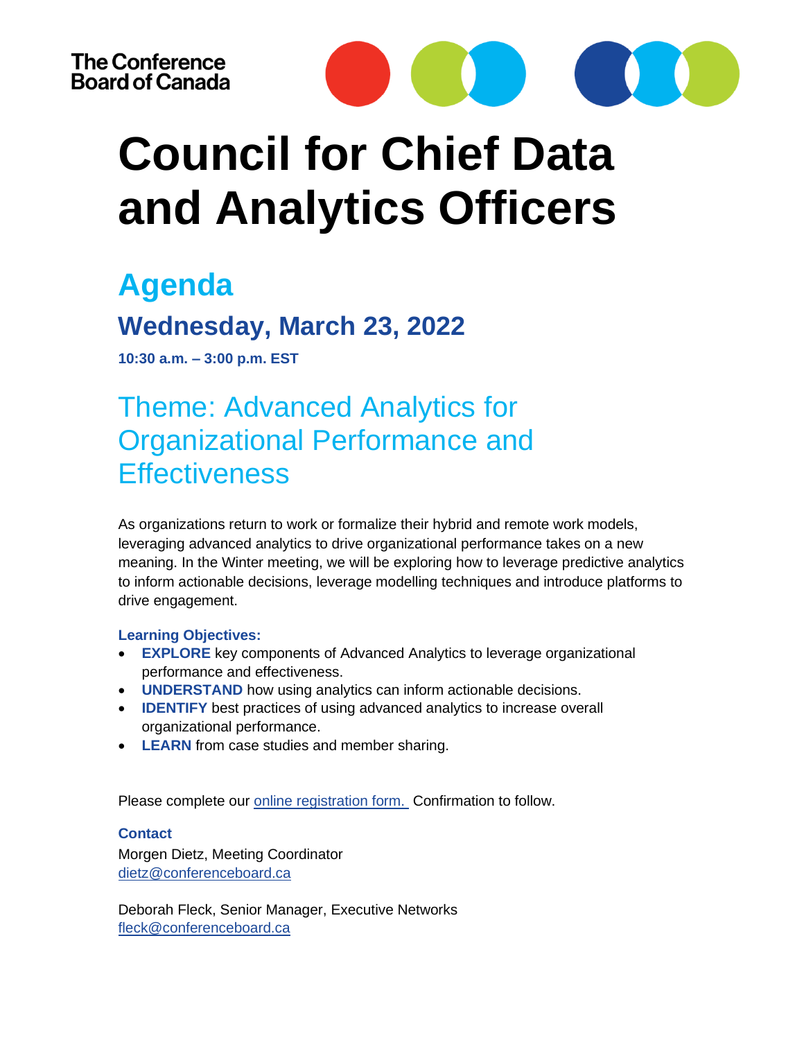The Conference Board of Canada

# Council for Chief Data and Analytics Officers

## Agenda

### Wednesday, March 23, 2022

**10:30 a.m. – 3:00 p.m. EST**

## Theme: Advanced Analytics for Organizational Performance and Effectiveness

As organizations return to work or formalize their hybrid and remote work models, leveraging advanced analytics to drive organizational performance takes on a new meaning. In the Winter meeting, we will be exploring how to leverage predictive analytics to inform actionable decisions, leverage modelling techniques and introduce platforms to drive engagement.

**Learning Objectives:**

- **EXPLORE** key components of Advanced Analytics to leverage organizational performance and effectiveness.
- **UNDERSTAND** how using analytics can inform actionable decisions.
- **IDENTIFY** best practices of using advanced analytics to increase overall organizational performance.
- **LEARN** from case studies and member sharing.

Please complete our online registration form. Confirmation to follow.

**Contact**

Morgen Dietz, Meeting Coordinator
dietz@conferenceboard.ca

Deborah Fleck, Senior Manager, Executive Networks
fleck@conferenceboard.ca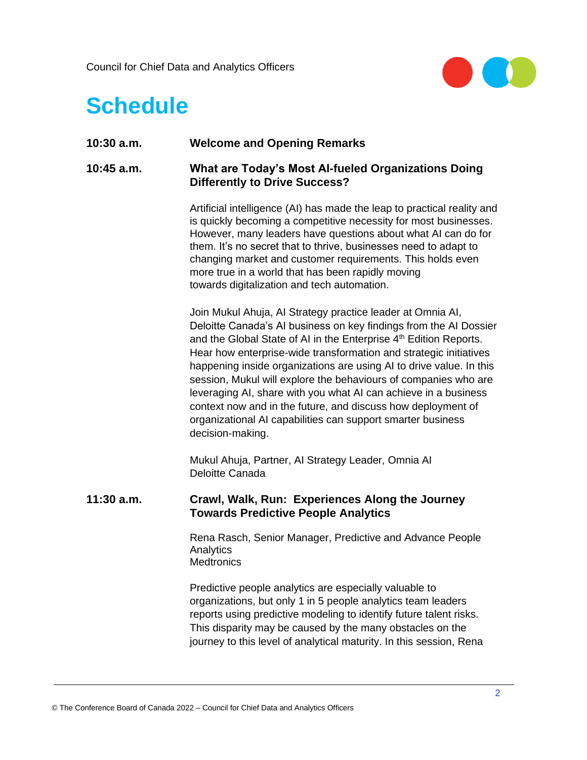# Schedule

**10:30 a.m.** **Welcome and Opening Remarks**

**10:45 a.m.** **What are Today's Most AI-fueled Organizations Doing Differently to Drive Success?**

Artificial intelligence (AI) has made the leap to practical reality and is quickly becoming a competitive necessity for most businesses. However, many leaders have questions about what AI can do for them. It's no secret that to thrive, businesses need to adapt to changing market and customer requirements. This holds even more true in a world that has been rapidly moving towards digitalization and tech automation.

Join Mukul Ahuja, AI Strategy practice leader at Omnia AI, Deloitte Canada's AI business on key findings from the AI Dossier and the Global State of AI in the Enterprise 4th Edition Reports. Hear how enterprise-wide transformation and strategic initiatives happening inside organizations are using AI to drive value. In this session, Mukul will explore the behaviours of companies who are leveraging AI, share with you what AI can achieve in a business context now and in the future, and discuss how deployment of organizational AI capabilities can support smarter business decision-making.

Mukul Ahuja, Partner, AI Strategy Leader, Omnia AI
Deloitte Canada

**11:30 a.m.** **Crawl, Walk, Run: Experiences Along the Journey Towards Predictive People Analytics**

Rena Rasch, Senior Manager, Predictive and Advance People Analytics
Medtronics

Predictive people analytics are especially valuable to organizations, but only 1 in 5 people analytics team leaders reports using predictive modeling to identify future talent risks. This disparity may be caused by the many obstacles on the journey to this level of analytical maturity. In this session, Rena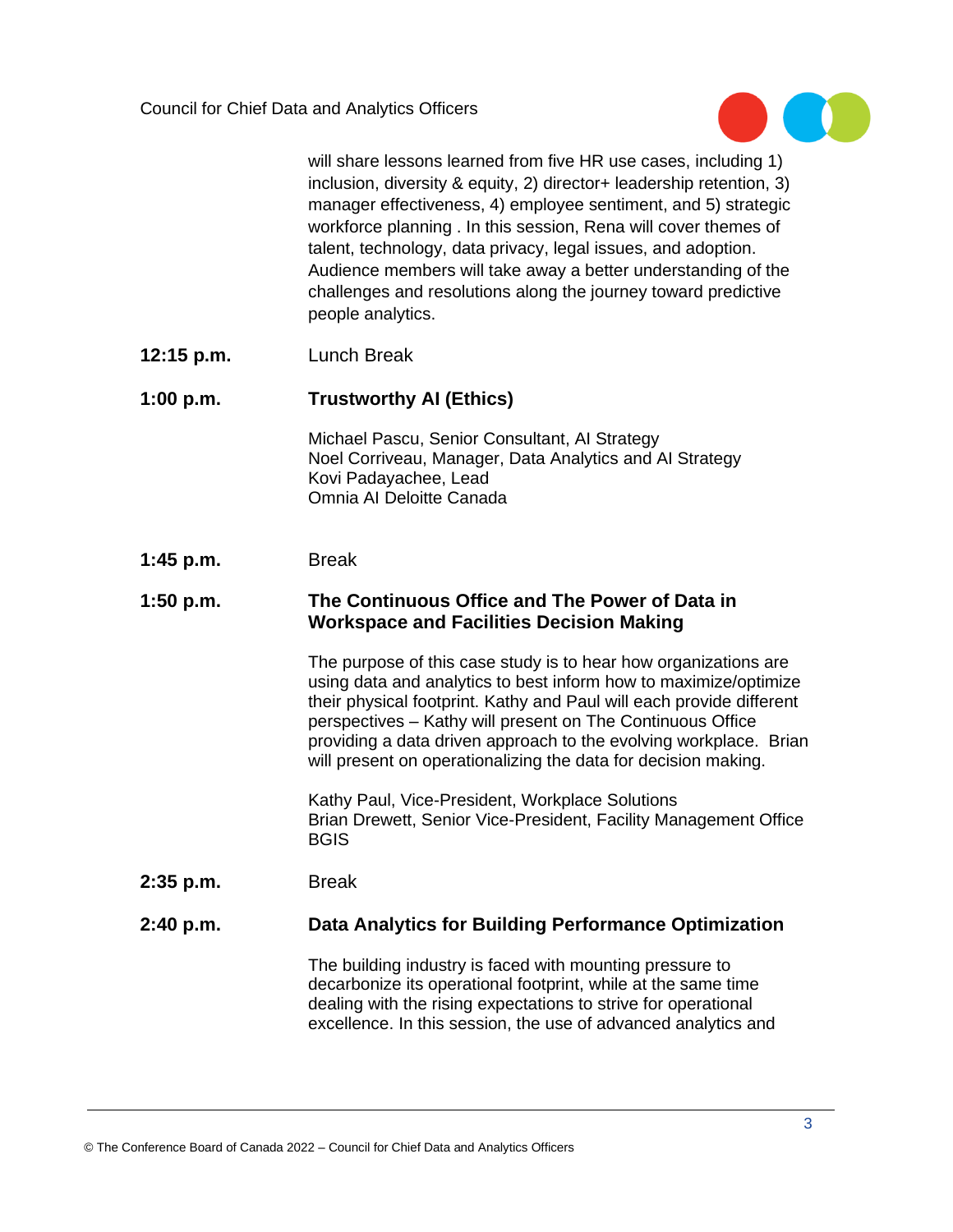will share lessons learned from five HR use cases, including 1) inclusion, diversity & equity, 2) director+ leadership retention, 3) manager effectiveness, 4) employee sentiment, and 5) strategic workforce planning . In this session, Rena will cover themes of talent, technology, data privacy, legal issues, and adoption. Audience members will take away a better understanding of the challenges and resolutions along the journey toward predictive people analytics.

**12:15 p.m.** Lunch Break

**1:00 p.m.** **Trustworthy AI (Ethics)**

Michael Pascu, Senior Consultant, AI Strategy
Noel Corriveau, Manager, Data Analytics and AI Strategy
Kovi Padayachee, Lead
Omnia AI Deloitte Canada

**1:45 p.m.** Break

**1:50 p.m.** **The Continuous Office and The Power of Data in Workspace and Facilities Decision Making**

The purpose of this case study is to hear how organizations are using data and analytics to best inform how to maximize/optimize their physical footprint. Kathy and Paul will each provide different perspectives – Kathy will present on The Continuous Office providing a data driven approach to the evolving workplace. Brian will present on operationalizing the data for decision making.

Kathy Paul, Vice-President, Workplace Solutions
Brian Drewett, Senior Vice-President, Facility Management Office
BGIS

**2:35 p.m.** Break

**2:40 p.m.** **Data Analytics for Building Performance Optimization**

The building industry is faced with mounting pressure to decarbonize its operational footprint, while at the same time dealing with the rising expectations to strive for operational excellence. In this session, the use of advanced analytics and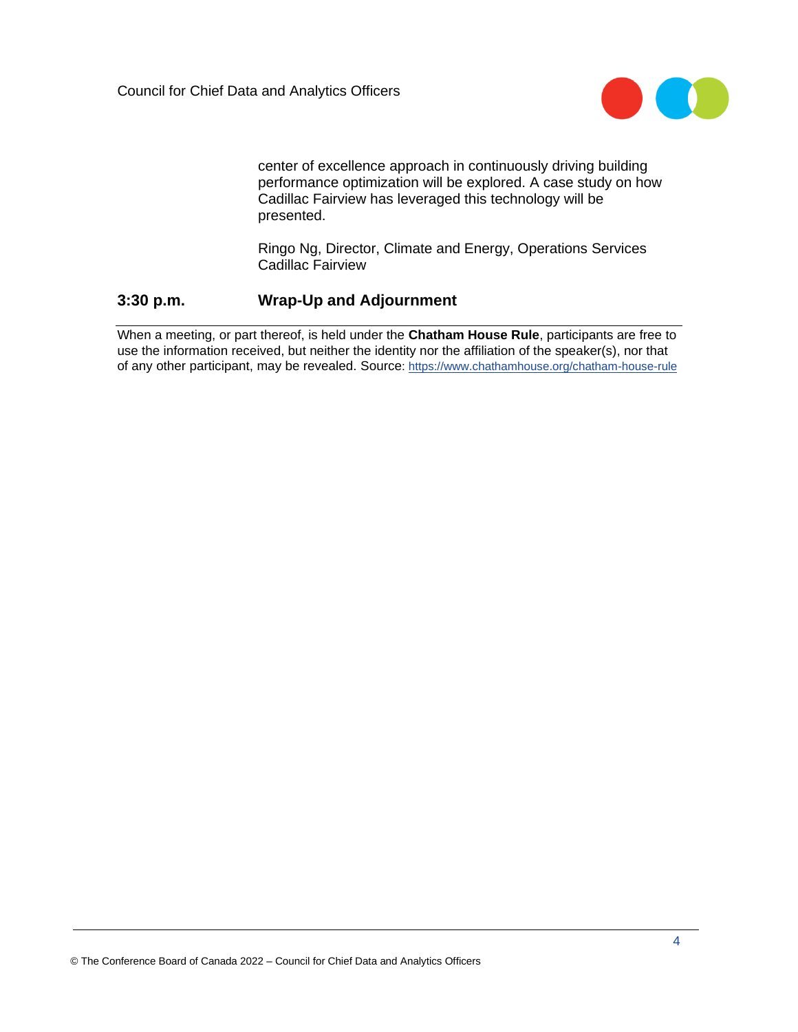center of excellence approach in continuously driving building performance optimization will be explored. A case study on how Cadillac Fairview has leveraged this technology will be presented.

Ringo Ng, Director, Climate and Energy, Operations Services
Cadillac Fairview

**3:30 p.m.** **Wrap-Up and Adjournment**

---

When a meeting, or part thereof, is held under the **Chatham House Rule**, participants are free to use the information received, but neither the identity nor the affiliation of the speaker(s), nor that of any other participant, may be revealed. Source: https://www.chathamhouse.org/chatham-house-rule